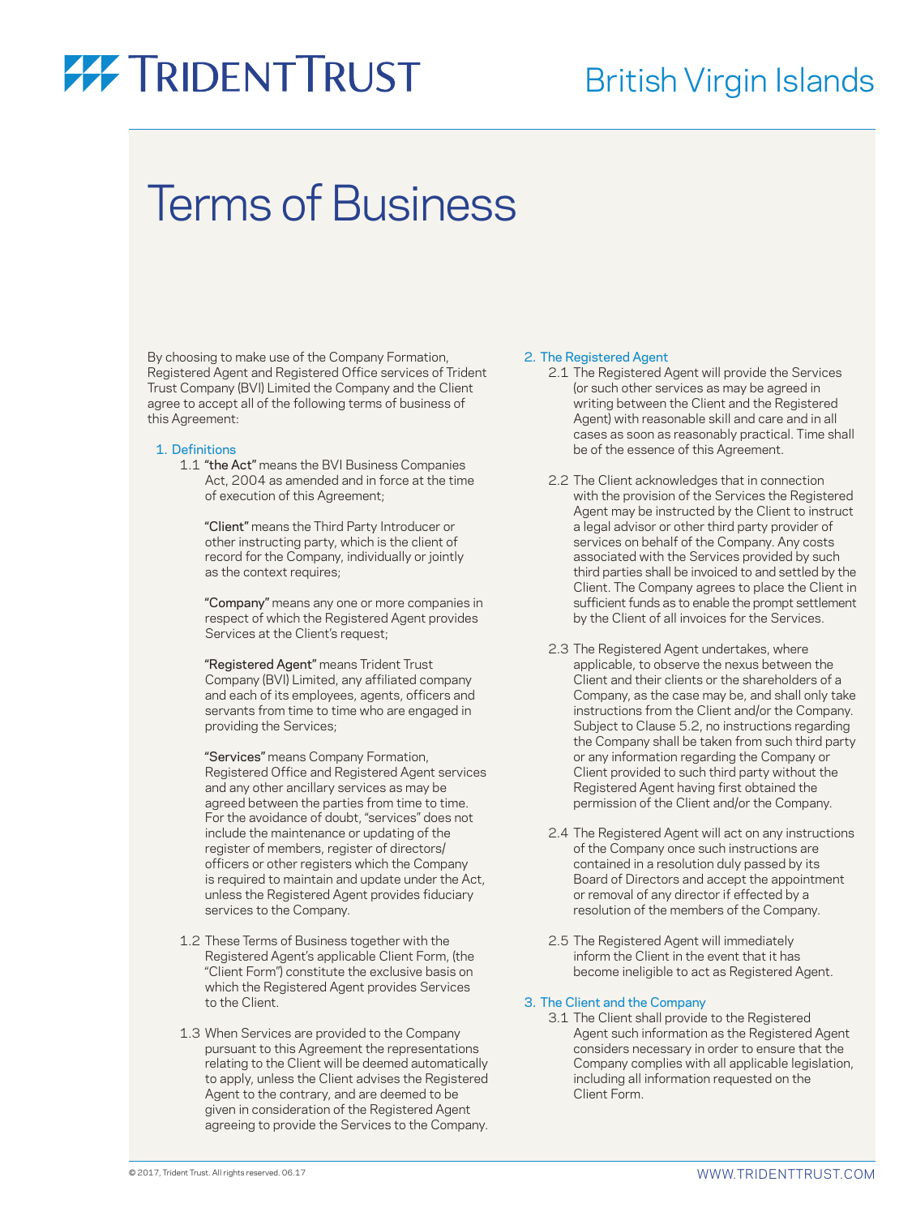# TRIDENT TRUST

## British Virgin Islands

# Terms of Business

By choosing to make use of the Company Formation, Registered Agent and Registered Office services of Trident Trust Company (BVI) Limited the Company and the Client agree to accept all of the following terms of business of this Agreement:

## 1. Definitions

1.1 **"the Act"** means the BVI Business Companies Act, 2004 as amended and in force at the time of execution of this Agreement;

**"Client"** means the Third Party Introducer or other instructing party, which is the client of record for the Company, individually or jointly as the context requires;

**"Company"** means any one or more companies in respect of which the Registered Agent provides Services at the Client's request;

**"Registered Agent"** means Trident Trust Company (BVI) Limited, any affiliated company and each of its employees, agents, officers and servants from time to time who are engaged in providing the Services;

**"Services"** means Company Formation, Registered Office and Registered Agent services and any other ancillary services as may be agreed between the parties from time to time. For the avoidance of doubt, "services" does not include the maintenance or updating of the register of members, register of directors/ officers or other registers which the Company is required to maintain and update under the Act, unless the Registered Agent provides fiduciary services to the Company.

1.2 These Terms of Business together with the Registered Agent's applicable Client Form, (the "Client Form") constitute the exclusive basis on which the Registered Agent provides Services to the Client.

1.3 When Services are provided to the Company pursuant to this Agreement the representations relating to the Client will be deemed automatically to apply, unless the Client advises the Registered Agent to the contrary, and are deemed to be given in consideration of the Registered Agent agreeing to provide the Services to the Company.

## 2. The Registered Agent

2.1 The Registered Agent will provide the Services (or such other services as may be agreed in writing between the Client and the Registered Agent) with reasonable skill and care and in all cases as soon as reasonably practical. Time shall be of the essence of this Agreement.

2.2 The Client acknowledges that in connection with the provision of the Services the Registered Agent may be instructed by the Client to instruct a legal advisor or other third party provider of services on behalf of the Company. Any costs associated with the Services provided by such third parties shall be invoiced to and settled by the Client. The Company agrees to place the Client in sufficient funds as to enable the prompt settlement by the Client of all invoices for the Services.

2.3 The Registered Agent undertakes, where applicable, to observe the nexus between the Client and their clients or the shareholders of a Company, as the case may be, and shall only take instructions from the Client and/or the Company. Subject to Clause 5.2, no instructions regarding the Company shall be taken from such third party or any information regarding the Company or Client provided to such third party without the Registered Agent having first obtained the permission of the Client and/or the Company.

2.4 The Registered Agent will act on any instructions of the Company once such instructions are contained in a resolution duly passed by its Board of Directors and accept the appointment or removal of any director if effected by a resolution of the members of the Company.

2.5 The Registered Agent will immediately inform the Client in the event that it has become ineligible to act as Registered Agent.

## 3. The Client and the Company

3.1 The Client shall provide to the Registered Agent such information as the Registered Agent considers necessary in order to ensure that the Company complies with all applicable legislation, including all information requested on the Client Form.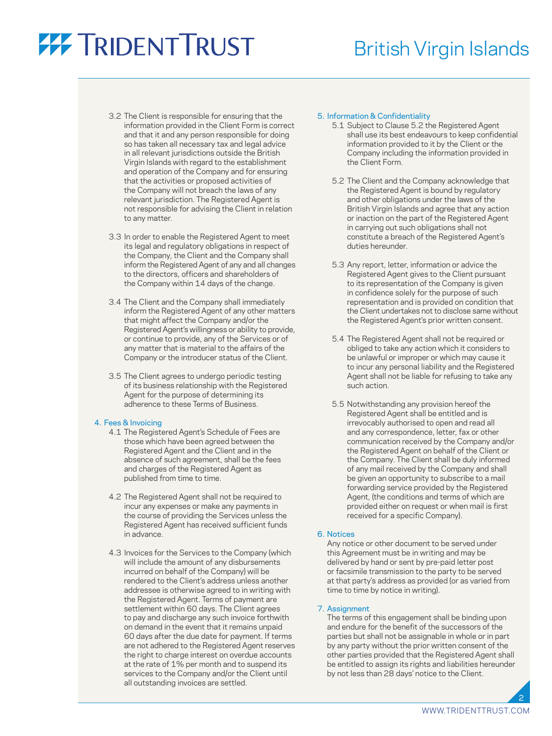3.2 The Client is responsible for ensuring that the information provided in the Client Form is correct and that it and any person responsible for doing so has taken all necessary tax and legal advice in all relevant jurisdictions outside the British Virgin Islands with regard to the establishment and operation of the Company and for ensuring that the activities or proposed activities of the Company will not breach the laws of any relevant jurisdiction. The Registered Agent is not responsible for advising the Client in relation to any matter.

3.3 In order to enable the Registered Agent to meet its legal and regulatory obligations in respect of the Company, the Client and the Company shall inform the Registered Agent of any and all changes to the directors, officers and shareholders of the Company within 14 days of the change.

3.4 The Client and the Company shall immediately inform the Registered Agent of any other matters that might affect the Company and/or the Registered Agent's willingness or ability to provide, or continue to provide, any of the Services or of any matter that is material to the affairs of the Company or the introducer status of the Client.

3.5 The Client agrees to undergo periodic testing of its business relationship with the Registered Agent for the purpose of determining its adherence to these Terms of Business.

## 4. Fees & Invoicing

4.1 The Registered Agent's Schedule of Fees are those which have been agreed between the Registered Agent and the Client and in the absence of such agreement, shall be the fees and charges of the Registered Agent as published from time to time.

4.2 The Registered Agent shall not be required to incur any expenses or make any payments in the course of providing the Services unless the Registered Agent has received sufficient funds in advance.

4.3 Invoices for the Services to the Company (which will include the amount of any disbursements incurred on behalf of the Company) will be rendered to the Client's address unless another addressee is otherwise agreed to in writing with the Registered Agent. Terms of payment are settlement within 60 days. The Client agrees to pay and discharge any such invoice forthwith on demand in the event that it remains unpaid 60 days after the due date for payment. If terms are not adhered to the Registered Agent reserves the right to charge interest on overdue accounts at the rate of 1% per month and to suspend its services to the Company and/or the Client until all outstanding invoices are settled.

## 5. Information & Confidentiality

5.1 Subject to Clause 5.2 the Registered Agent shall use its best endeavours to keep confidential information provided to it by the Client or the Company including the information provided in the Client Form.

5.2 The Client and the Company acknowledge that the Registered Agent is bound by regulatory and other obligations under the laws of the British Virgin Islands and agree that any action or inaction on the part of the Registered Agent in carrying out such obligations shall not constitute a breach of the Registered Agent's duties hereunder.

5.3 Any report, letter, information or advice the Registered Agent gives to the Client pursuant to its representation of the Company is given in confidence solely for the purpose of such representation and is provided on condition that the Client undertakes not to disclose same without the Registered Agent's prior written consent.

5.4 The Registered Agent shall not be required or obliged to take any action which it considers to be unlawful or improper or which may cause it to incur any personal liability and the Registered Agent shall not be liable for refusing to take any such action.

5.5 Notwithstanding any provision hereof the Registered Agent shall be entitled and is irrevocably authorised to open and read all and any correspondence, letter, fax or other communication received by the Company and/or the Registered Agent on behalf of the Client or the Company. The Client shall be duly informed of any mail received by the Company and shall be given an opportunity to subscribe to a mail forwarding service provided by the Registered Agent, (the conditions and terms of which are provided either on request or when mail is first received for a specific Company).

## 6. Notices

Any notice or other document to be served under this Agreement must be in writing and may be delivered by hand or sent by pre-paid letter post or facsimile transmission to the party to be served at that party's address as provided (or as varied from time to time by notice in writing).

## 7. Assignment

The terms of this engagement shall be binding upon and endure for the benefit of the successors of the parties but shall not be assignable in whole or in part by any party without the prior written consent of the other parties provided that the Registered Agent shall be entitled to assign its rights and liabilities hereunder by not less than 28 days' notice to the Client.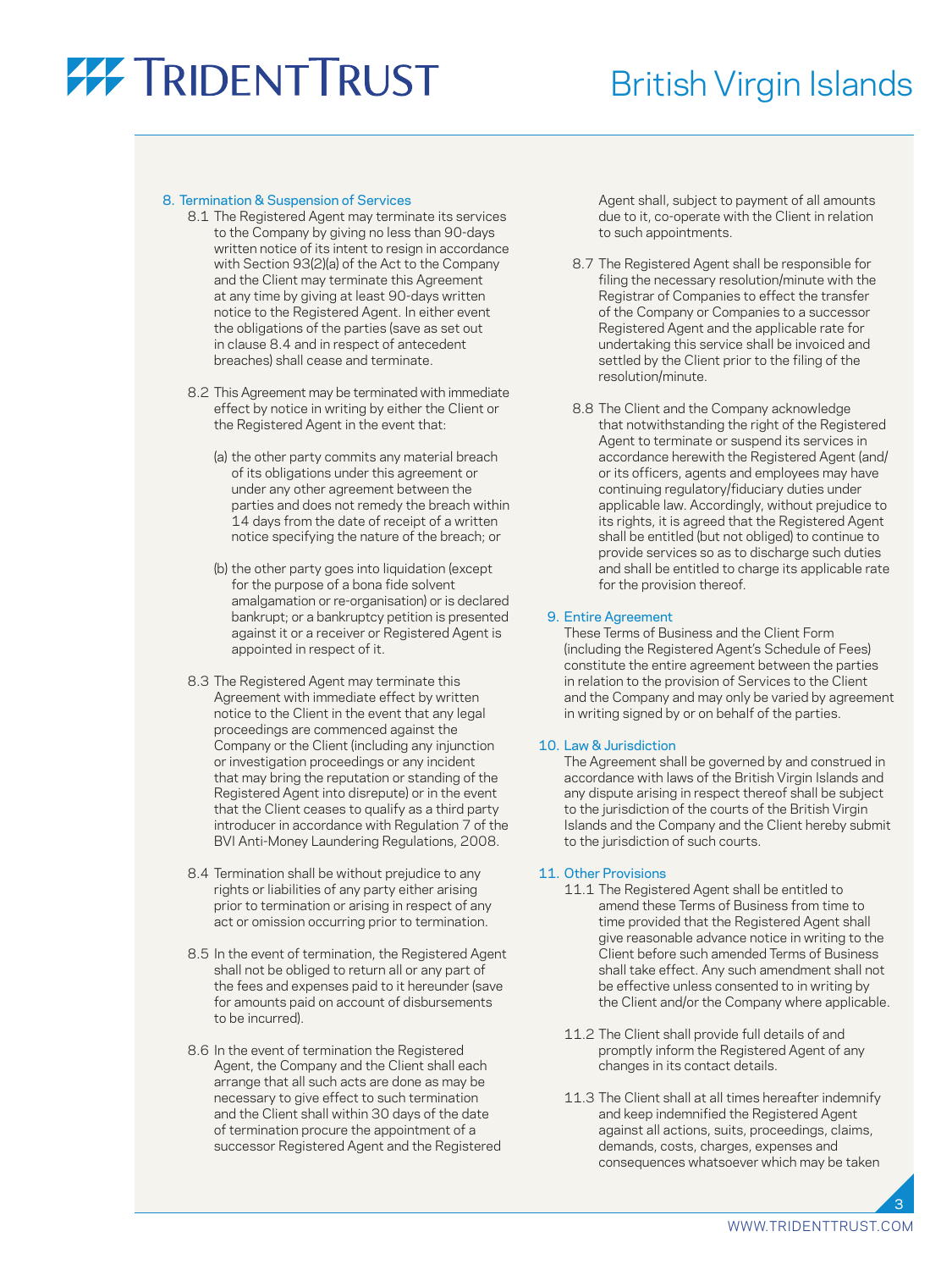## 8. Termination & Suspension of Services

8.1 The Registered Agent may terminate its services to the Company by giving no less than 90-days written notice of its intent to resign in accordance with Section 93(2)(a) of the Act to the Company and the Client may terminate this Agreement at any time by giving at least 90-days written notice to the Registered Agent. In either event the obligations of the parties (save as set out in clause 8.4 and in respect of antecedent breaches) shall cease and terminate.

8.2 This Agreement may be terminated with immediate effect by notice in writing by either the Client or the Registered Agent in the event that:

(a) the other party commits any material breach of its obligations under this agreement or under any other agreement between the parties and does not remedy the breach within 14 days from the date of receipt of a written notice specifying the nature of the breach; or

(b) the other party goes into liquidation (except for the purpose of a bona fide solvent amalgamation or re-organisation) or is declared bankrupt; or a bankruptcy petition is presented against it or a receiver or Registered Agent is appointed in respect of it.

8.3 The Registered Agent may terminate this Agreement with immediate effect by written notice to the Client in the event that any legal proceedings are commenced against the Company or the Client (including any injunction or investigation proceedings or any incident that may bring the reputation or standing of the Registered Agent into disrepute) or in the event that the Client ceases to qualify as a third party introducer in accordance with Regulation 7 of the BVI Anti-Money Laundering Regulations, 2008.

8.4 Termination shall be without prejudice to any rights or liabilities of any party either arising prior to termination or arising in respect of any act or omission occurring prior to termination.

8.5 In the event of termination, the Registered Agent shall not be obliged to return all or any part of the fees and expenses paid to it hereunder (save for amounts paid on account of disbursements to be incurred).

8.6 In the event of termination the Registered Agent, the Company and the Client shall each arrange that all such acts are done as may be necessary to give effect to such termination and the Client shall within 30 days of the date of termination procure the appointment of a successor Registered Agent and the Registered Agent shall, subject to payment of all amounts due to it, co-operate with the Client in relation to such appointments.

8.7 The Registered Agent shall be responsible for filing the necessary resolution/minute with the Registrar of Companies to effect the transfer of the Company or Companies to a successor Registered Agent and the applicable rate for undertaking this service shall be invoiced and settled by the Client prior to the filing of the resolution/minute.

8.8 The Client and the Company acknowledge that notwithstanding the right of the Registered Agent to terminate or suspend its services in accordance herewith the Registered Agent (and/or its officers, agents and employees may have continuing regulatory/fiduciary duties under applicable law. Accordingly, without prejudice to its rights, it is agreed that the Registered Agent shall be entitled (but not obliged) to continue to provide services so as to discharge such duties and shall be entitled to charge its applicable rate for the provision thereof.

## 9. Entire Agreement

These Terms of Business and the Client Form (including the Registered Agent's Schedule of Fees) constitute the entire agreement between the parties in relation to the provision of Services to the Client and the Company and may only be varied by agreement in writing signed by or on behalf of the parties.

## 10. Law & Jurisdiction

The Agreement shall be governed by and construed in accordance with laws of the British Virgin Islands and any dispute arising in respect thereof shall be subject to the jurisdiction of the courts of the British Virgin Islands and the Company and the Client hereby submit to the jurisdiction of such courts.

## 11. Other Provisions

11.1 The Registered Agent shall be entitled to amend these Terms of Business from time to time provided that the Registered Agent shall give reasonable advance notice in writing to the Client before such amended Terms of Business shall take effect. Any such amendment shall not be effective unless consented to in writing by the Client and/or the Company where applicable.

11.2 The Client shall provide full details of and promptly inform the Registered Agent of any changes in its contact details.

11.3 The Client shall at all times hereafter indemnify and keep indemnified the Registered Agent against all actions, suits, proceedings, claims, demands, costs, charges, expenses and consequences whatsoever which may be taken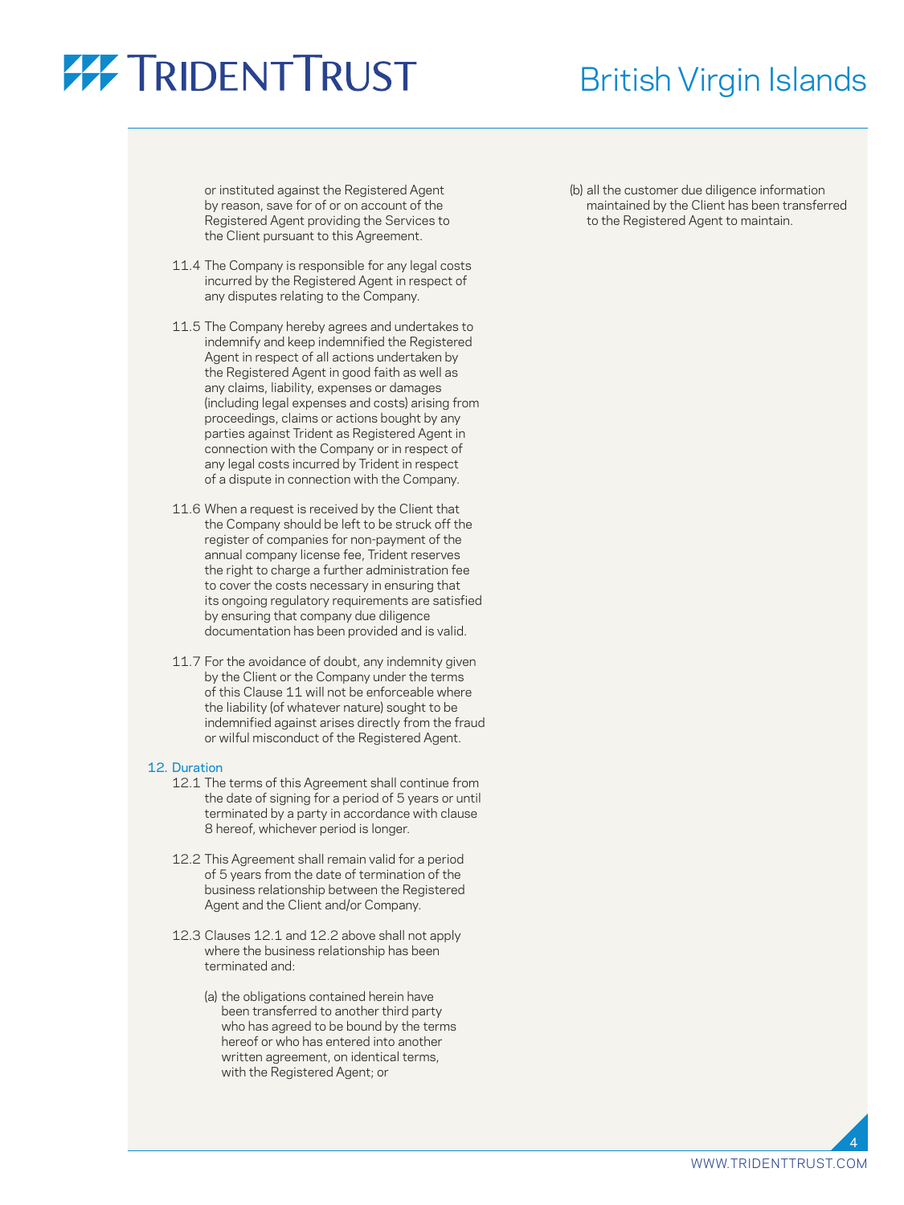or instituted against the Registered Agent by reason, save for of or on account of the Registered Agent providing the Services to the Client pursuant to this Agreement.

11.4 The Company is responsible for any legal costs incurred by the Registered Agent in respect of any disputes relating to the Company.

11.5 The Company hereby agrees and undertakes to indemnify and keep indemnified the Registered Agent in respect of all actions undertaken by the Registered Agent in good faith as well as any claims, liability, expenses or damages (including legal expenses and costs) arising from proceedings, claims or actions bought by any parties against Trident as Registered Agent in connection with the Company or in respect of any legal costs incurred by Trident in respect of a dispute in connection with the Company.

11.6 When a request is received by the Client that the Company should be left to be struck off the register of companies for non-payment of the annual company license fee, Trident reserves the right to charge a further administration fee to cover the costs necessary in ensuring that its ongoing regulatory requirements are satisfied by ensuring that company due diligence documentation has been provided and is valid.

11.7 For the avoidance of doubt, any indemnity given by the Client or the Company under the terms of this Clause 11 will not be enforceable where the liability (of whatever nature) sought to be indemnified against arises directly from the fraud or wilful misconduct of the Registered Agent.

## 12. Duration

12.1 The terms of this Agreement shall continue from the date of signing for a period of 5 years or until terminated by a party in accordance with clause 8 hereof, whichever period is longer.

12.2 This Agreement shall remain valid for a period of 5 years from the date of termination of the business relationship between the Registered Agent and the Client and/or Company.

12.3 Clauses 12.1 and 12.2 above shall not apply where the business relationship has been terminated and:

(a) the obligations contained herein have been transferred to another third party who has agreed to be bound by the terms hereof or who has entered into another written agreement, on identical terms, with the Registered Agent; or

(b) all the customer due diligence information maintained by the Client has been transferred to the Registered Agent to maintain.